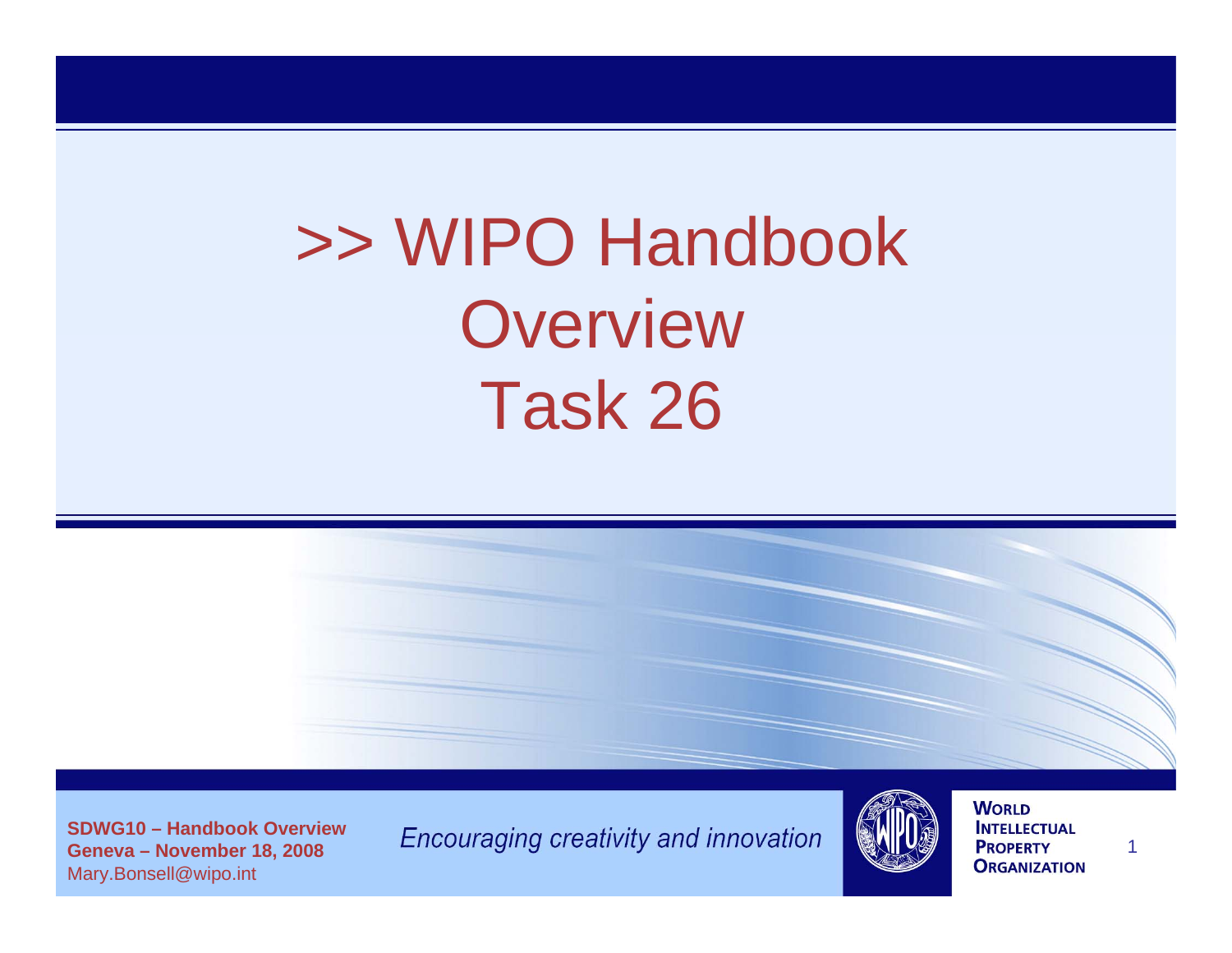# >> WIPO Handbook Overview Task 26

**SDWG10 – Handbook Overview**
**Geneva – November 18, 2008**
Mary.Bonsell@wipo.int

*Encouraging creativity and innovation*

WORLD INTELLECTUAL PROPERTY ORGANIZATION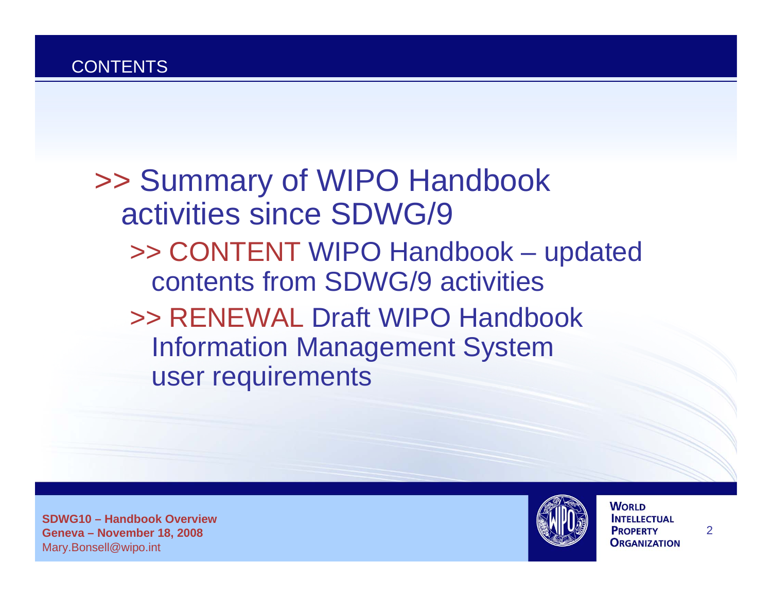## CONTENTS

- >> Summary of WIPO Handbook activities since SDWG/9
  - >> CONTENT WIPO Handbook – updated contents from SDWG/9 activities
  - >> RENEWAL Draft WIPO Handbook Information Management System user requirements

**SDWG10 – Handbook Overview**
**Geneva – November 18, 2008**
Mary.Bonsell@wipo.int

WORLD INTELLECTUAL PROPERTY ORGANIZATION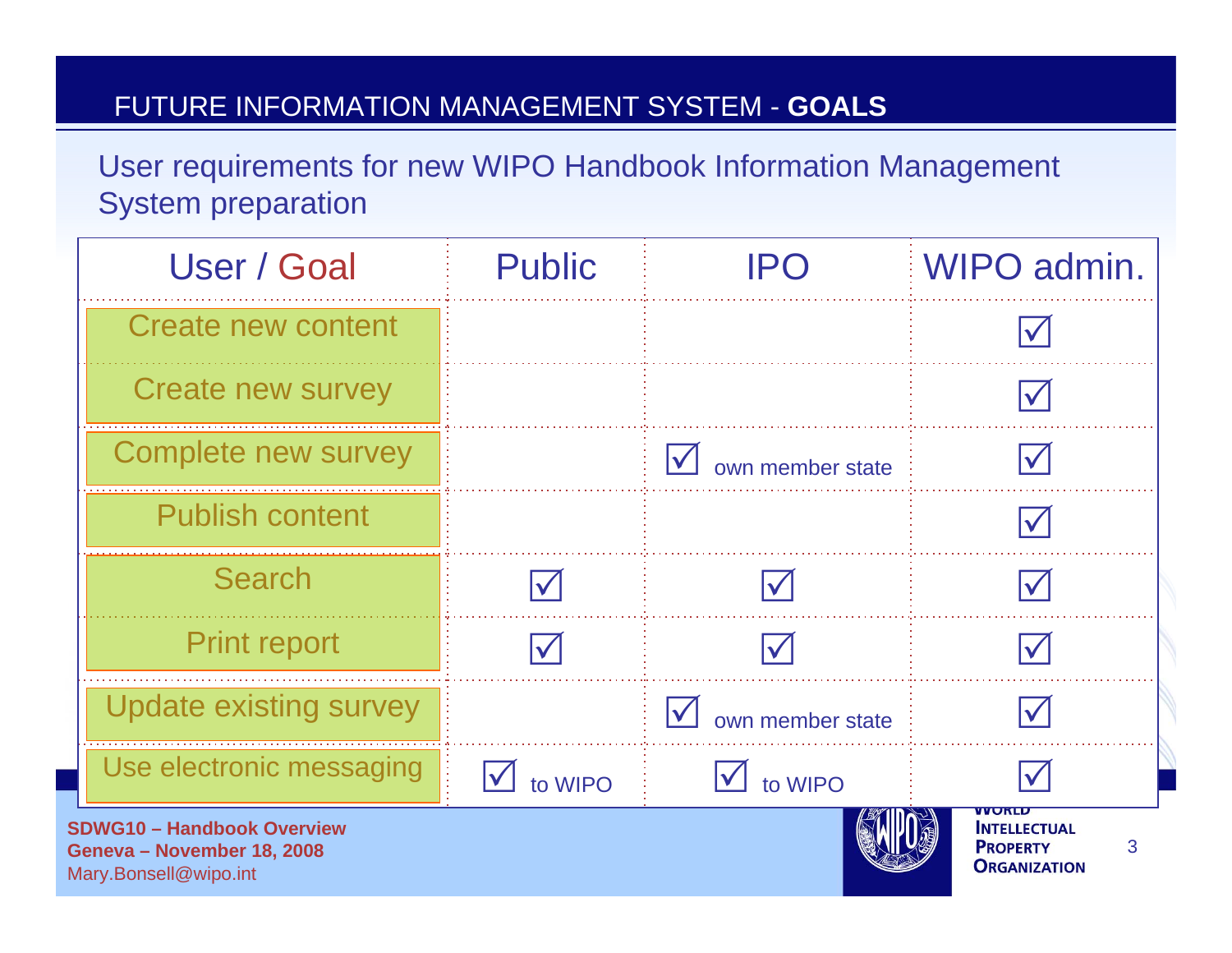# FUTURE INFORMATION MANAGEMENT SYSTEM - **GOALS**

User requirements for new WIPO Handbook Information Management System preparation

| User / Goal | Public | IPO | WIPO admin. |
|---|---|---|---|
| Create new content | | | ☑ |
| Create new survey | | | ☑ |
| Complete new survey | | ☑ own member state | ☑ |
| Publish content | | | ☑ |
| Search | ☑ | ☑ | ☑ |
| Print report | ☑ | ☑ | ☑ |
| Update existing survey | | ☑ own member state | ☑ |
| Use electronic messaging | ☑ to WIPO | ☑ to WIPO | ☑ |

**SDWG10 – Handbook Overview**
**Geneva – November 18, 2008**
Mary.Bonsell@wipo.int

WORLD INTELLECTUAL PROPERTY ORGANIZATION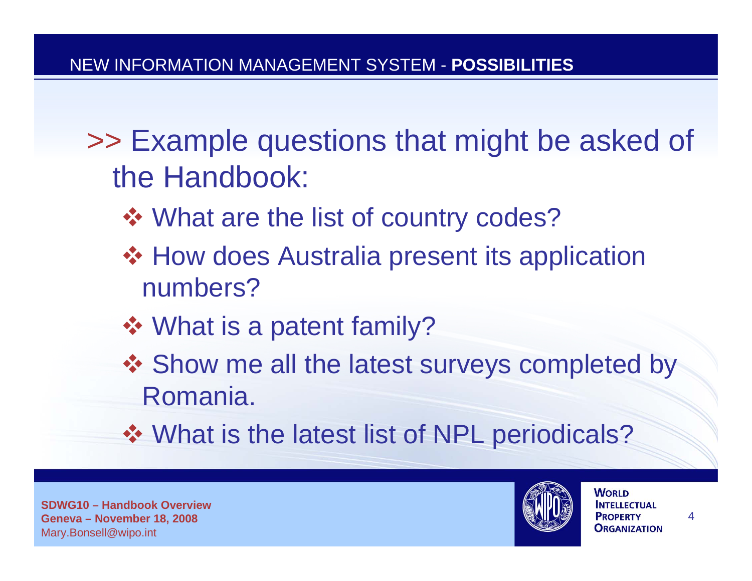## NEW INFORMATION MANAGEMENT SYSTEM - **POSSIBILITIES**

>> Example questions that might be asked of the Handbook:

- What are the list of country codes?
- How does Australia present its application numbers?
- What is a patent family?
- Show me all the latest surveys completed by Romania.
- What is the latest list of NPL periodicals?

**SDWG10 – Handbook Overview**
**Geneva – November 18, 2008**
Mary.Bonsell@wipo.int

WORLD INTELLECTUAL PROPERTY ORGANIZATION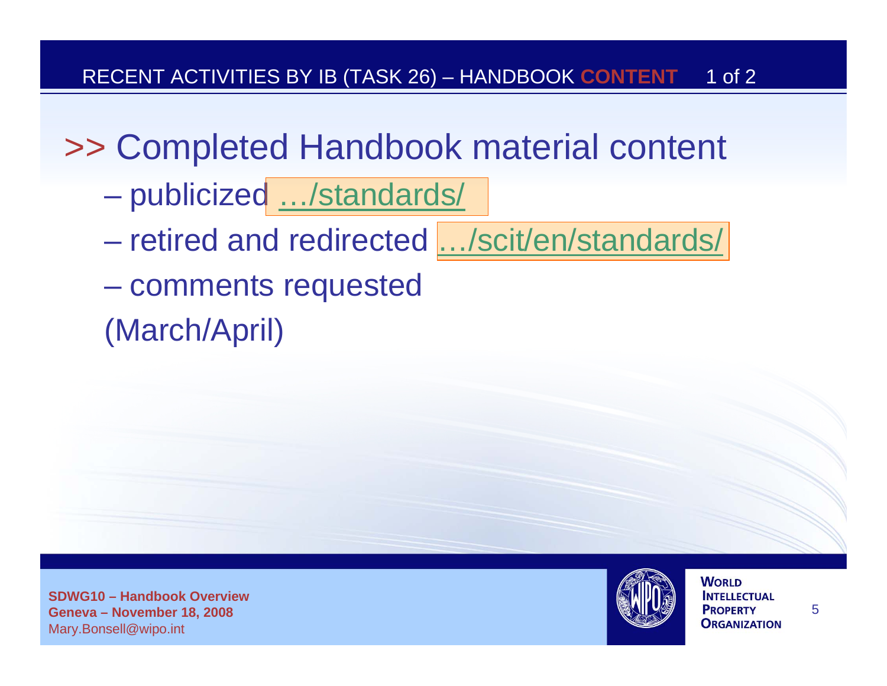## RECENT ACTIVITIES BY IB (TASK 26) – HANDBOOK **CONTENT**

# >> Completed Handbook material content

- publicized …/standards/
- retired and redirected …/scit/en/standards/
- comments requested

(March/April)

**SDWG10 – Handbook Overview**
**Geneva – November 18, 2008**
Mary.Bonsell@wipo.int

WORLD INTELLECTUAL PROPERTY ORGANIZATION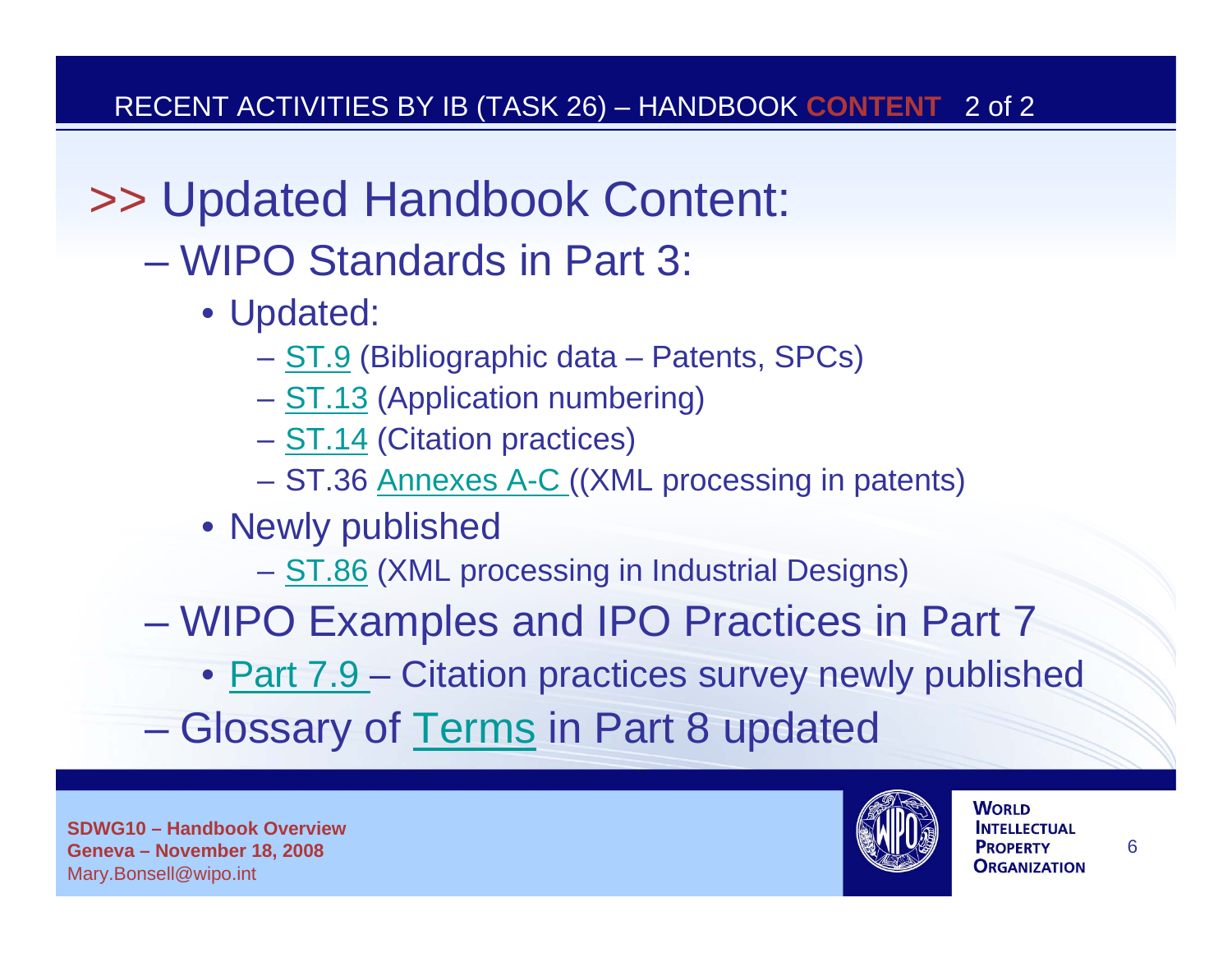## RECENT ACTIVITIES BY IB (TASK 26) – HANDBOOK CONTENT 2 of 2

# >> Updated Handbook Content:

- WIPO Standards in Part 3:
  - Updated:
    - ST.9 (Bibliographic data – Patents, SPCs)
    - ST.13 (Application numbering)
    - ST.14 (Citation practices)
    - ST.36 Annexes A-C ((XML processing in patents)
  - Newly published
    - ST.86 (XML processing in Industrial Designs)
- WIPO Examples and IPO Practices in Part 7
  - Part 7.9 – Citation practices survey newly published
- Glossary of Terms in Part 8 updated

**SDWG10 – Handbook Overview**
**Geneva – November 18, 2008**
Mary.Bonsell@wipo.int

**WORLD INTELLECTUAL PROPERTY ORGANIZATION**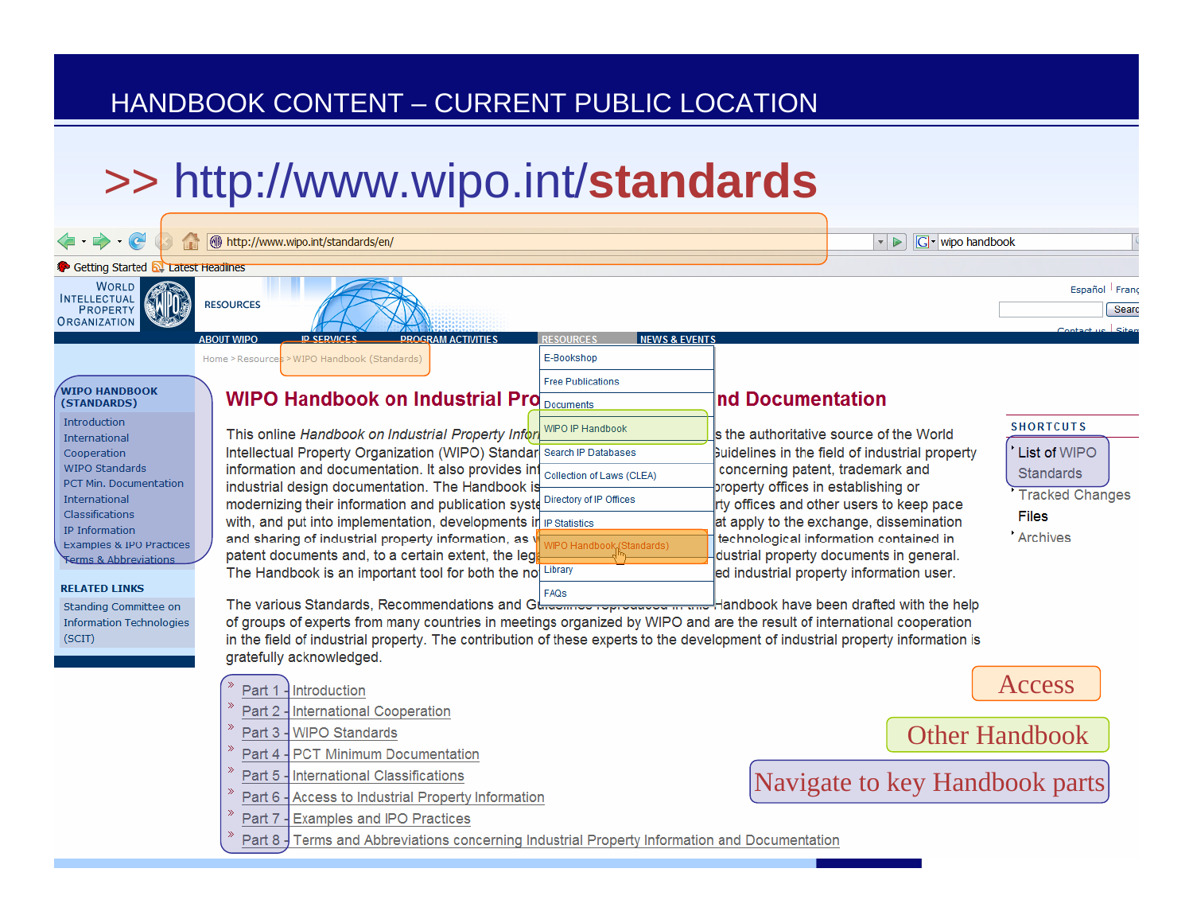# HANDBOOK CONTENT – CURRENT PUBLIC LOCATION

## >> http://www.wipo.int/**standards**

http://www.wipo.int/standards/en/

Home > Resources > WIPO Handbook (Standards)

RESOURCES: E-Bookshop, Free Publications, Documents, WIPO IP Handbook, Search IP Databases, Collection of Laws (CLEA), Directory of IP Offices, IP Statistics, WIPO Handbook (Standards), Library, FAQs

**WIPO HANDBOOK (STANDARDS)**

- Introduction
- International Cooperation
- WIPO Standards
- PCT Min. Documentation
- International Classifications
- IP Information
- Examples & IPO Practices
- Terms & Abbreviations

**RELATED LINKS**

- Standing Committee on Information Technologies (SCIT)

### WIPO Handbook on Industrial Property Information and Documentation

This online *Handbook on Industrial Property Information and Documentation* is the authoritative source of the World Intellectual Property Organization (WIPO) Standards, Recommendations and Guidelines in the field of industrial property information and documentation. It also provides information concerning patent, trademark and industrial design documentation. The Handbook is intended to assist industrial property offices in establishing or modernizing their information and publication systems, to help industrial property offices and other users to keep pace with, and put into implementation, developments in the field of standards that apply to the exchange, dissemination and sharing of industrial property information, as well as to help understand the technological information contained in patent documents and, to a certain extent, the legal information contained in industrial property documents in general. The Handbook is an important tool for both the novice and the experienced industrial property information user.

The various Standards, Recommendations and Guidelines reproduced in this Handbook have been drafted with the help of groups of experts from many countries in meetings organized by WIPO and are the result of international cooperation in the field of industrial property. The contribution of these experts to the development of industrial property information is gratefully acknowledged.

- Part 1 - Introduction
- Part 2 - International Cooperation
- Part 3 - WIPO Standards
- Part 4 - PCT Minimum Documentation
- Part 5 - International Classifications
- Part 6 - Access to Industrial Property Information
- Part 7 - Examples and IPO Practices
- Part 8 - Terms and Abbreviations concerning Industrial Property Information and Documentation

**SHORTCUTS**

- List of WIPO Standards
- Tracked Changes Files
- Archives

Access

Other Handbook

Navigate to key Handbook parts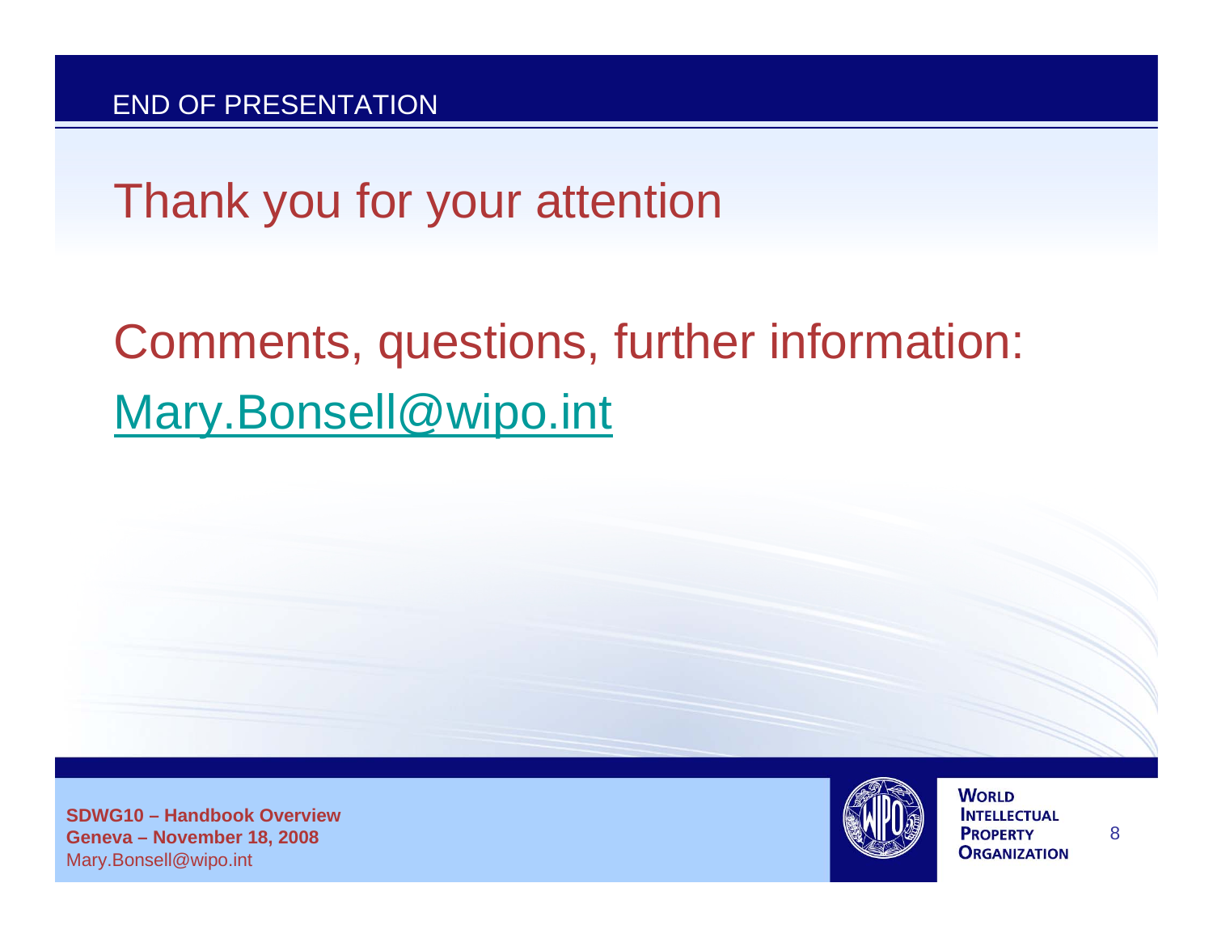END OF PRESENTATION

# Thank you for your attention

Comments, questions, further information:
Mary.Bonsell@wipo.int

**SDWG10 – Handbook Overview**
**Geneva – November 18, 2008**
Mary.Bonsell@wipo.int

WORLD INTELLECTUAL PROPERTY ORGANIZATION